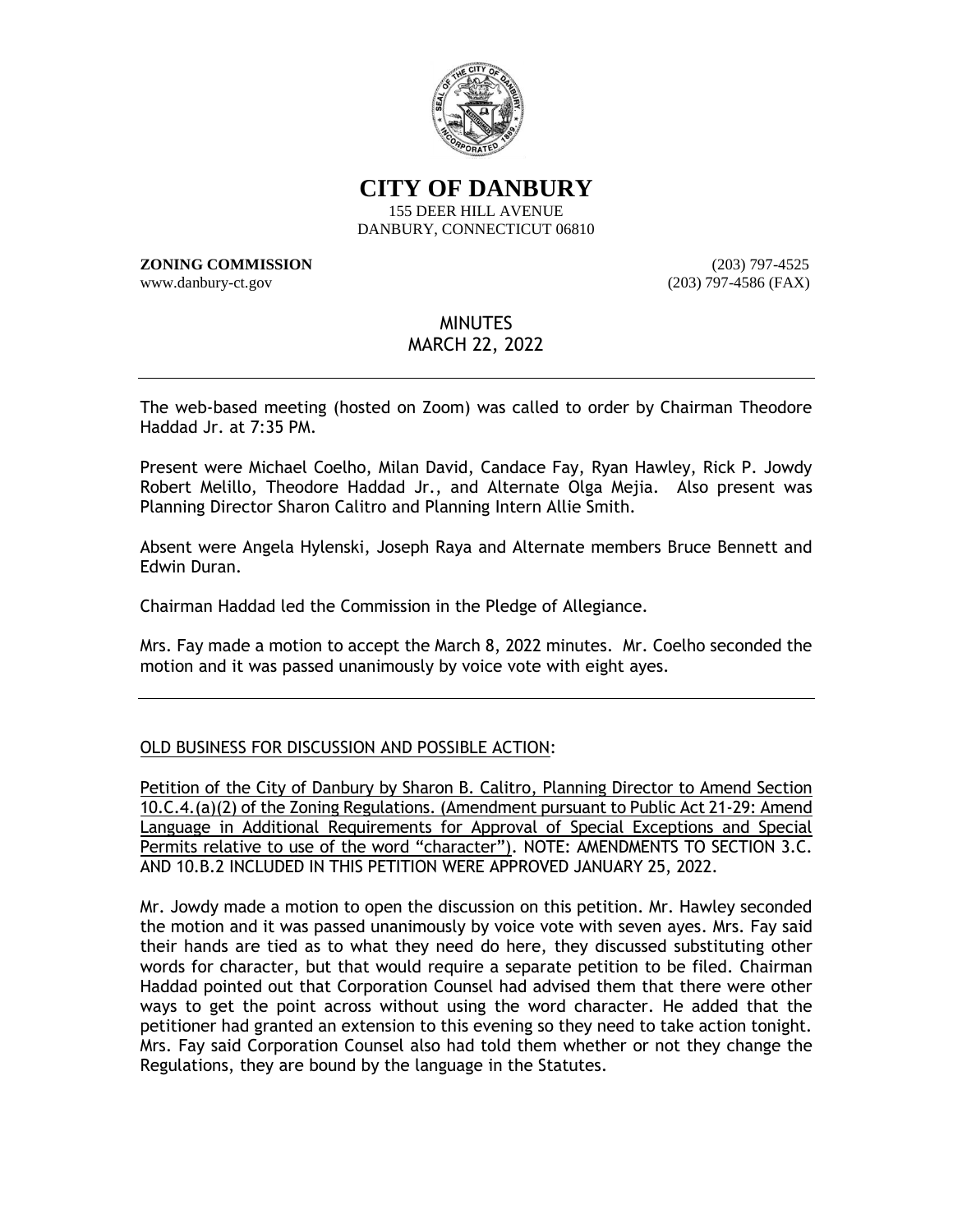# CITY OF DANBURY

155 DEER HILL AVENUE
DANBURY, CONNECTICUT 06810

**ZONING COMMISSION** (203) 797-4525
www.danbury-ct.gov (203) 797-4586 (FAX)

## MINUTES
## MARCH 22, 2022

---

The web-based meeting (hosted on Zoom) was called to order by Chairman Theodore Haddad Jr. at 7:35 PM.

Present were Michael Coelho, Milan David, Candace Fay, Ryan Hawley, Rick P. Jowdy Robert Melillo, Theodore Haddad Jr., and Alternate Olga Mejia. Also present was Planning Director Sharon Calitro and Planning Intern Allie Smith.

Absent were Angela Hylenski, Joseph Raya and Alternate members Bruce Bennett and Edwin Duran.

Chairman Haddad led the Commission in the Pledge of Allegiance.

Mrs. Fay made a motion to accept the March 8, 2022 minutes. Mr. Coelho seconded the motion and it was passed unanimously by voice vote with eight ayes.

---

OLD BUSINESS FOR DISCUSSION AND POSSIBLE ACTION:

Petition of the City of Danbury by Sharon B. Calitro, Planning Director to Amend Section 10.C.4.(a)(2) of the Zoning Regulations. (Amendment pursuant to Public Act 21-29: Amend Language in Additional Requirements for Approval of Special Exceptions and Special Permits relative to use of the word "character"). NOTE: AMENDMENTS TO SECTION 3.C. AND 10.B.2 INCLUDED IN THIS PETITION WERE APPROVED JANUARY 25, 2022.

Mr. Jowdy made a motion to open the discussion on this petition. Mr. Hawley seconded the motion and it was passed unanimously by voice vote with seven ayes. Mrs. Fay said their hands are tied as to what they need do here, they discussed substituting other words for character, but that would require a separate petition to be filed. Chairman Haddad pointed out that Corporation Counsel had advised them that there were other ways to get the point across without using the word character. He added that the petitioner had granted an extension to this evening so they need to take action tonight. Mrs. Fay said Corporation Counsel also had told them whether or not they change the Regulations, they are bound by the language in the Statutes.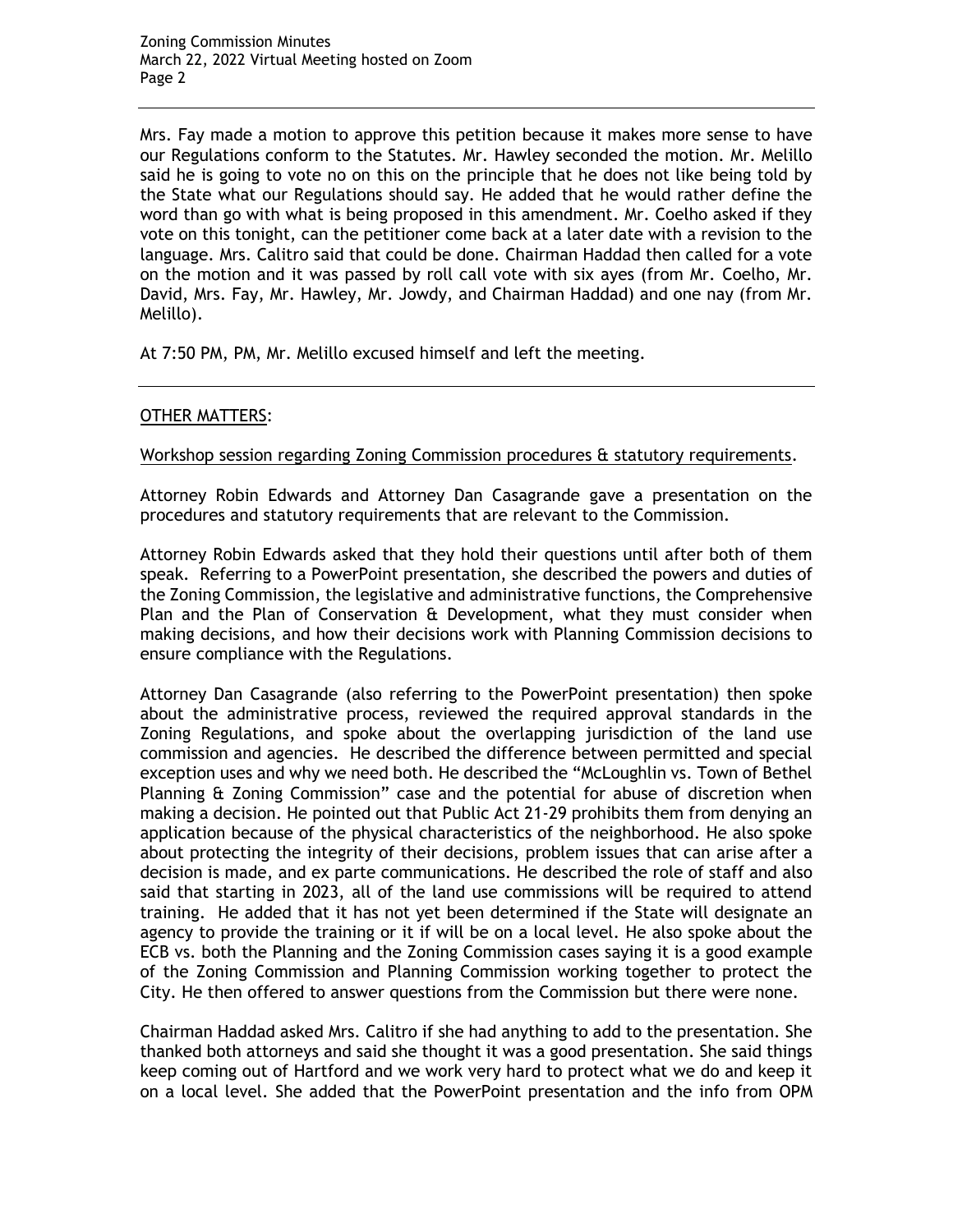Mrs. Fay made a motion to approve this petition because it makes more sense to have our Regulations conform to the Statutes. Mr. Hawley seconded the motion. Mr. Melillo said he is going to vote no on this on the principle that he does not like being told by the State what our Regulations should say. He added that he would rather define the word than go with what is being proposed in this amendment. Mr. Coelho asked if they vote on this tonight, can the petitioner come back at a later date with a revision to the language. Mrs. Calitro said that could be done. Chairman Haddad then called for a vote on the motion and it was passed by roll call vote with six ayes (from Mr. Coelho, Mr. David, Mrs. Fay, Mr. Hawley, Mr. Jowdy, and Chairman Haddad) and one nay (from Mr. Melillo).

At 7:50 PM, PM, Mr. Melillo excused himself and left the meeting.

---

OTHER MATTERS:

Workshop session regarding Zoning Commission procedures & statutory requirements.

Attorney Robin Edwards and Attorney Dan Casagrande gave a presentation on the procedures and statutory requirements that are relevant to the Commission.

Attorney Robin Edwards asked that they hold their questions until after both of them speak. Referring to a PowerPoint presentation, she described the powers and duties of the Zoning Commission, the legislative and administrative functions, the Comprehensive Plan and the Plan of Conservation & Development, what they must consider when making decisions, and how their decisions work with Planning Commission decisions to ensure compliance with the Regulations.

Attorney Dan Casagrande (also referring to the PowerPoint presentation) then spoke about the administrative process, reviewed the required approval standards in the Zoning Regulations, and spoke about the overlapping jurisdiction of the land use commission and agencies. He described the difference between permitted and special exception uses and why we need both. He described the "McLoughlin vs. Town of Bethel Planning & Zoning Commission" case and the potential for abuse of discretion when making a decision. He pointed out that Public Act 21-29 prohibits them from denying an application because of the physical characteristics of the neighborhood. He also spoke about protecting the integrity of their decisions, problem issues that can arise after a decision is made, and ex parte communications. He described the role of staff and also said that starting in 2023, all of the land use commissions will be required to attend training. He added that it has not yet been determined if the State will designate an agency to provide the training or it if will be on a local level. He also spoke about the ECB vs. both the Planning and the Zoning Commission cases saying it is a good example of the Zoning Commission and Planning Commission working together to protect the City. He then offered to answer questions from the Commission but there were none.

Chairman Haddad asked Mrs. Calitro if she had anything to add to the presentation. She thanked both attorneys and said she thought it was a good presentation. She said things keep coming out of Hartford and we work very hard to protect what we do and keep it on a local level. She added that the PowerPoint presentation and the info from OPM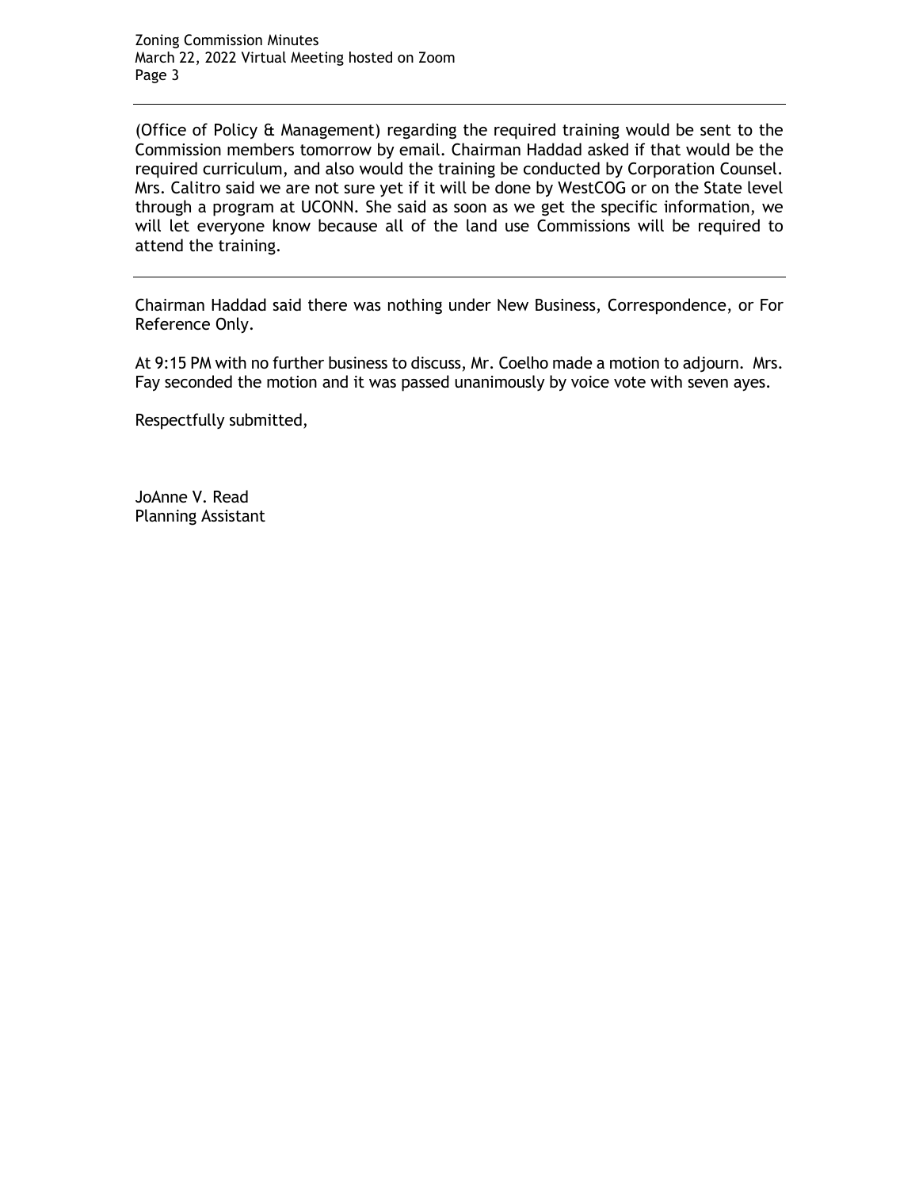(Office of Policy & Management) regarding the required training would be sent to the Commission members tomorrow by email. Chairman Haddad asked if that would be the required curriculum, and also would the training be conducted by Corporation Counsel. Mrs. Calitro said we are not sure yet if it will be done by WestCOG or on the State level through a program at UCONN. She said as soon as we get the specific information, we will let everyone know because all of the land use Commissions will be required to attend the training.

---

Chairman Haddad said there was nothing under New Business, Correspondence, or For Reference Only.

At 9:15 PM with no further business to discuss, Mr. Coelho made a motion to adjourn. Mrs. Fay seconded the motion and it was passed unanimously by voice vote with seven ayes.

Respectfully submitted,

JoAnne V. Read
Planning Assistant